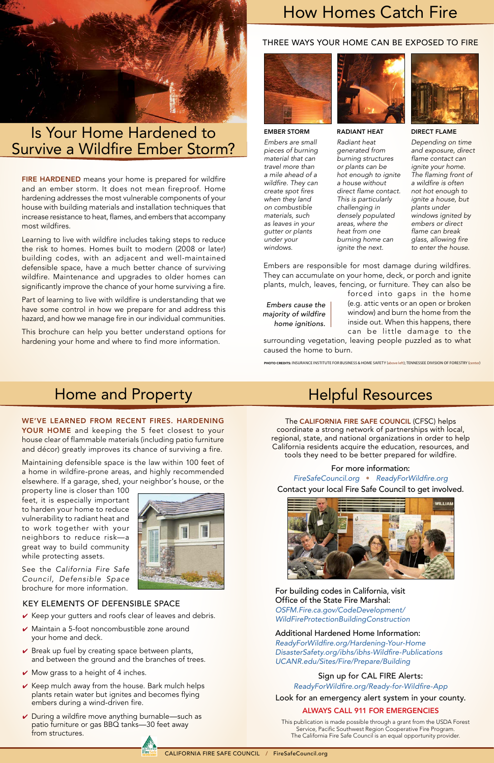# Is Your Home Hardened to Survive a Wildfire Ember Storm?

**FIRE HARDENED** means your home is prepared for wildfire and an ember storm. It does not mean fireproof. Home hardening addresses the most vulnerable components of your house with building materials and installation techniques that increase resistance to heat, flames, and embers that accompany most wildfires.

Learning to live with wildfire includes taking steps to reduce the risk to homes. Homes built to modern (2008 or later) building codes, with an adjacent and well-maintained defensible space, have a much better chance of surviving wildfire. Maintenance and upgrades to older homes can significantly improve the chance of your home surviving a fire.

Part of learning to live with wildfire is understanding that we have some control in how we prepare for and address this hazard, and how we manage fire in our individual communities.

This brochure can help you better understand options for hardening your home and where to find more information.

# How Homes Catch Fire

## THREE WAYS YOUR HOME CAN BE EXPOSED TO FIRE

### EMBER STORM

*Embers are small pieces of burning material that can travel more than a mile ahead of a wildfire. They can create spot fires when they land on combustible materials, such as leaves in your gutter or plants under your windows.*

### RADIANT HEAT

*Radiant heat generated from burning structures or plants can be hot enough to ignite a house without direct flame contact. This is particularly challenging in densely populated areas, where the heat from one burning home can ignite the next.*

### DIRECT FLAME

*Depending on time and exposure, direct flame contact can ignite your home. The flaming front of a wildfire is often not hot enough to ignite a house, but plants under windows ignited by embers or direct flame can break glass, allowing fire to enter the house.*

Embers are responsible for most damage during wildfires. They can accumulate on your home, deck, or porch and ignite plants, mulch, leaves, fencing, or furniture. They can also be forced into gaps in the home (e.g. attic vents or an open or broken window) and burn the home from the inside out. When this happens, there can be little damage to the surrounding vegetation, leaving people puzzled as to what caused the home to burn.

*Embers cause the majority of wildfire home ignitions.*

PHOTO CREDITS: INSURANCE INSTITUTE FOR BUSINESS & HOME SAFETY (above left); TENNESSEE DIVISION OF FORESTRY (center)

# Home and Property

**WE'VE LEARNED FROM RECENT FIRES. HARDENING YOUR HOME** and keeping the 5 feet closest to your house clear of flammable materials (including patio furniture and décor) greatly improves its chance of surviving a fire.

Maintaining defensible space is the law within 100 feet of a home in wildfire-prone areas, and highly recommended elsewhere. If a garage, shed, your neighbor's house, or the property line is closer than 100 feet, it is especially important to harden your home to reduce vulnerability to radiant heat and to work together with your neighbors to reduce risk—a great way to build community while protecting assets.

See the *California Fire Safe Council, Defensible Space* brochure for more information.

## KEY ELEMENTS OF DEFENSIBLE SPACE

- ✔ Keep your gutters and roofs clear of leaves and debris.
- ✔ Maintain a 5-foot noncombustible zone around your home and deck.
- ✔ Break up fuel by creating space between plants, and between the ground and the branches of trees.
- ✔ Mow grass to a height of 4 inches.
- ✔ Keep mulch away from the house. Bark mulch helps plants retain water but ignites and becomes flying embers during a wind-driven fire.
- ✔ During a wildfire move anything burnable—such as patio furniture or gas BBQ tanks—30 feet away from structures.

# Helpful Resources

The **CALIFORNIA FIRE SAFE COUNCIL** (CFSC) helps coordinate a strong network of partnerships with local, regional, state, and national organizations in order to help California residents acquire the education, resources, and tools they need to be better prepared for wildfire.

For more information:
*FireSafeCouncil.org* • *ReadyForWildfire.org*

Contact your local Fire Safe Council to get involved.

For building codes in California, visit Office of the State Fire Marshal:
*OSFM.Fire.ca.gov/CodeDevelopment/WildFireProtectionBuildingConstruction*

Additional Hardened Home Information:
*ReadyForWildfire.org/Hardening-Your-Home*
*DisasterSafety.org/ibhs/ibhs-Wildfire-Publications*
*UCANR.edu/Sites/Fire/Prepare/Building*

Sign up for CAL FIRE Alerts:
*ReadyForWildfire.org/Ready-for-Wildfire-App*

Look for an emergency alert system in your county.

**ALWAYS CALL 911 FOR EMERGENCIES**

This publication is made possible through a grant from the USDA Forest Service, Pacific Southwest Region Cooperative Fire Program.
The California Fire Safe Council is an equal opportunity provider.

CALIFORNIA FIRE SAFE COUNCIL / FireSafeCouncil.org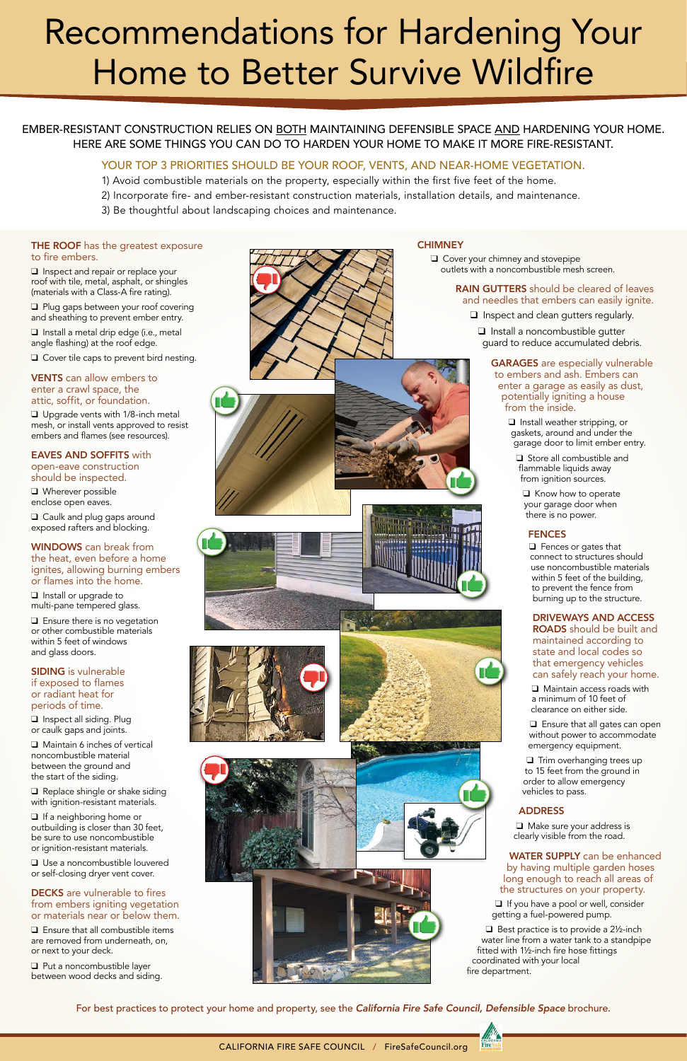# Recommendations for Hardening Your Home to Better Survive Wildfire

EMBER-RESISTANT CONSTRUCTION RELIES ON BOTH MAINTAINING DEFENSIBLE SPACE AND HARDENING YOUR HOME. HERE ARE SOME THINGS YOU CAN DO TO HARDEN YOUR HOME TO MAKE IT MORE FIRE-RESISTANT.

## YOUR TOP 3 PRIORITIES SHOULD BE YOUR ROOF, VENTS, AND NEAR-HOME VEGETATION.

1) Avoid combustible materials on the property, especially within the first five feet of the home.
2) Incorporate fire- and ember-resistant construction materials, installation details, and maintenance.
3) Be thoughtful about landscaping choices and maintenance.

### THE ROOF has the greatest exposure to fire embers.

- ❑ Inspect and repair or replace your roof with tile, metal, asphalt, or shingles (materials with a Class-A fire rating).
- ❑ Plug gaps between your roof covering and sheathing to prevent ember entry.
- ❑ Install a metal drip edge (i.e., metal angle flashing) at the roof edge.
- ❑ Cover tile caps to prevent bird nesting.

### VENTS can allow embers to enter a crawl space, the attic, soffit, or foundation.

- ❑ Upgrade vents with 1/8-inch metal mesh, or install vents approved to resist embers and flames (see resources).

### EAVES AND SOFFITS with open-eave construction should be inspected.

- ❑ Wherever possible enclose open eaves.
- ❑ Caulk and plug gaps around exposed rafters and blocking.

### WINDOWS can break from the heat, even before a home ignites, allowing burning embers or flames into the home.

- ❑ Install or upgrade to multi-pane tempered glass.
- ❑ Ensure there is no vegetation or other combustible materials within 5 feet of windows and glass doors.

### SIDING is vulnerable if exposed to flames or radiant heat for periods of time.

- ❑ Inspect all siding. Plug or caulk gaps and joints.
- ❑ Maintain 6 inches of vertical noncombustible material between the ground and the start of the siding.
- ❑ Replace shingle or shake siding with ignition-resistant materials.
- ❑ If a neighboring home or outbuilding is closer than 30 feet, be sure to use noncombustible or ignition-resistant materials.
- ❑ Use a noncombustible louvered or self-closing dryer vent cover.

### DECKS are vulnerable to fires from embers igniting vegetation or materials near or below them.

- ❑ Ensure that all combustible items are removed from underneath, on, or next to your deck.
- ❑ Put a noncombustible layer between wood decks and siding.

### CHIMNEY

- ❑ Cover your chimney and stovepipe outlets with a noncombustible mesh screen.

### RAIN GUTTERS should be cleared of leaves and needles that embers can easily ignite.

- ❑ Inspect and clean gutters regularly.
- ❑ Install a noncombustible gutter guard to reduce accumulated debris.

### GARAGES are especially vulnerable to embers and ash. Embers can enter a garage as easily as dust, potentially igniting a house from the inside.

- ❑ Install weather stripping, or gaskets, around and under the garage door to limit ember entry.
- ❑ Store all combustible and flammable liquids away from ignition sources.
- ❑ Know how to operate your garage door when there is no power.

### FENCES

- ❑ Fences or gates that connect to structures should use noncombustible materials within 5 feet of the building, to prevent the fence from burning up to the structure.

### DRIVEWAYS AND ACCESS ROADS should be built and maintained according to state and local codes so that emergency vehicles can safely reach your home.

- ❑ Maintain access roads with a minimum of 10 feet of clearance on either side.
- ❑ Ensure that all gates can open without power to accommodate emergency equipment.
- ❑ Trim overhanging trees up to 15 feet from the ground in order to allow emergency vehicles to pass.

### ADDRESS

- ❑ Make sure your address is clearly visible from the road.

### WATER SUPPLY can be enhanced by having multiple garden hoses long enough to reach all areas of the structures on your property.

- ❑ If you have a pool or well, consider getting a fuel-powered pump.
- ❑ Best practice is to provide a 2½-inch water line from a water tank to a standpipe fitted with 1½-inch fire hose fittings coordinated with your local fire department.

For best practices to protect your home and property, see the ***California Fire Safe Council, Defensible Space*** brochure.

CALIFORNIA FIRE SAFE COUNCIL / FireSafeCouncil.org